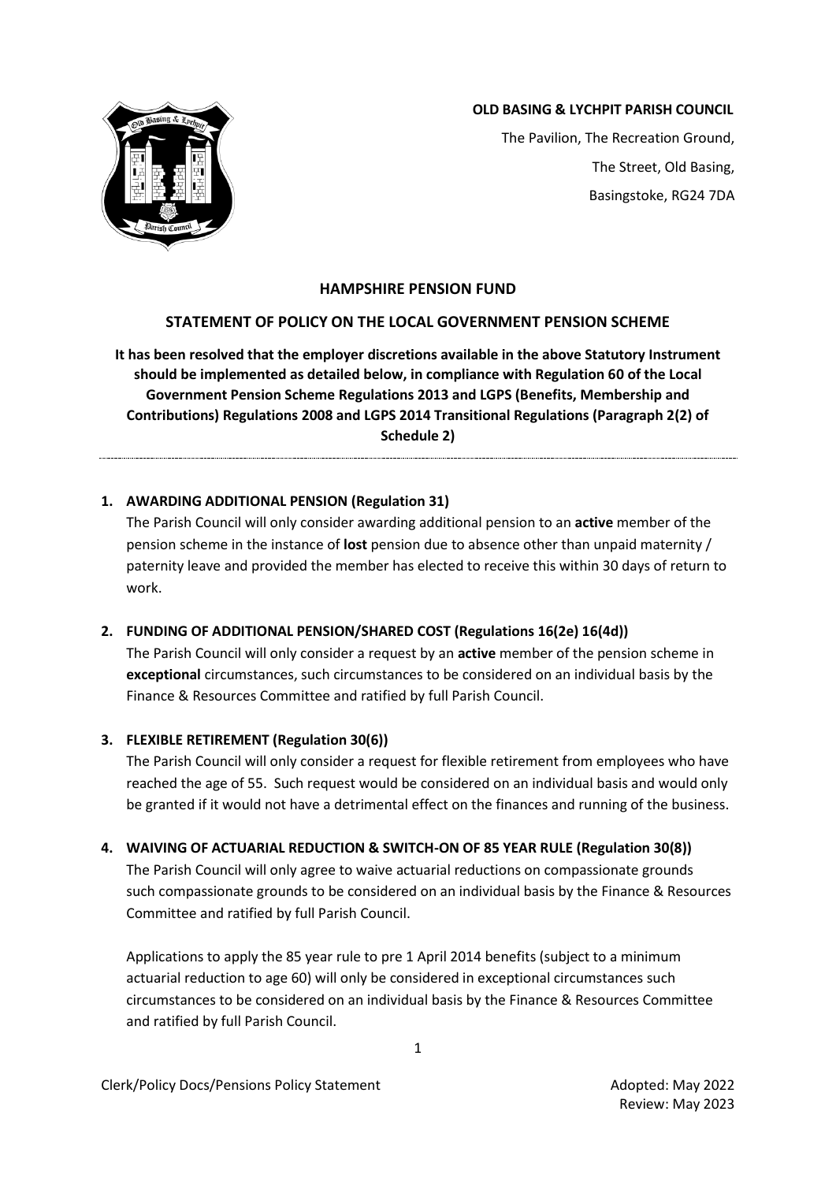**OLD BASING & LYCHPIT PARISH COUNCIL**

The Pavilion, The Recreation Ground,

The Street, Old Basing,

Basingstoke, RG24 7DA

## HAMPSHIRE PENSION FUND

## STATEMENT OF POLICY ON THE LOCAL GOVERNMENT PENSION SCHEME

**It has been resolved that the employer discretions available in the above Statutory Instrument should be implemented as detailed below, in compliance with Regulation 60 of the Local Government Pension Scheme Regulations 2013 and LGPS (Benefits, Membership and Contributions) Regulations 2008 and LGPS 2014 Transitional Regulations (Paragraph 2(2) of Schedule 2)**

---

1. **AWARDING ADDITIONAL PENSION (Regulation 31)**

   The Parish Council will only consider awarding additional pension to an **active** member of the pension scheme in the instance of **lost** pension due to absence other than unpaid maternity / paternity leave and provided the member has elected to receive this within 30 days of return to work.

2. **FUNDING OF ADDITIONAL PENSION/SHARED COST (Regulations 16(2e) 16(4d))**

   The Parish Council will only consider a request by an **active** member of the pension scheme in **exceptional** circumstances, such circumstances to be considered on an individual basis by the Finance & Resources Committee and ratified by full Parish Council.

3. **FLEXIBLE RETIREMENT (Regulation 30(6))**

   The Parish Council will only consider a request for flexible retirement from employees who have reached the age of 55. Such request would be considered on an individual basis and would only be granted if it would not have a detrimental effect on the finances and running of the business.

4. **WAIVING OF ACTUARIAL REDUCTION & SWITCH-ON OF 85 YEAR RULE (Regulation 30(8))**

   The Parish Council will only agree to waive actuarial reductions on compassionate grounds such compassionate grounds to be considered on an individual basis by the Finance & Resources Committee and ratified by full Parish Council.

   Applications to apply the 85 year rule to pre 1 April 2014 benefits (subject to a minimum actuarial reduction to age 60) will only be considered in exceptional circumstances such circumstances to be considered on an individual basis by the Finance & Resources Committee and ratified by full Parish Council.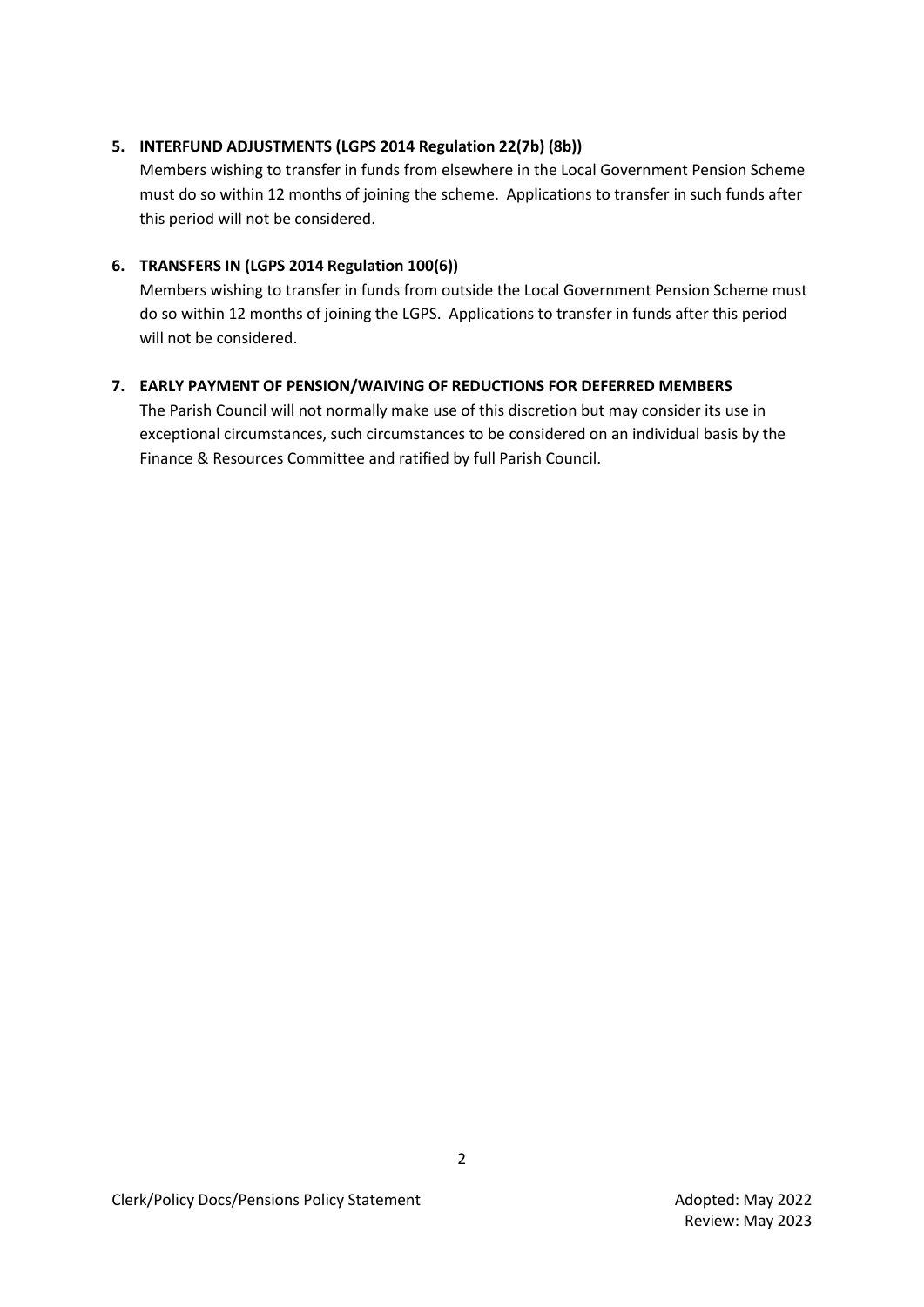5. **INTERFUND ADJUSTMENTS (LGPS 2014 Regulation 22(7b) (8b))**

   Members wishing to transfer in funds from elsewhere in the Local Government Pension Scheme must do so within 12 months of joining the scheme. Applications to transfer in such funds after this period will not be considered.

6. **TRANSFERS IN (LGPS 2014 Regulation 100(6))**

   Members wishing to transfer in funds from outside the Local Government Pension Scheme must do so within 12 months of joining the LGPS. Applications to transfer in funds after this period will not be considered.

7. **EARLY PAYMENT OF PENSION/WAIVING OF REDUCTIONS FOR DEFERRED MEMBERS**

   The Parish Council will not normally make use of this discretion but may consider its use in exceptional circumstances, such circumstances to be considered on an individual basis by the Finance & Resources Committee and ratified by full Parish Council.

Clerk/Policy Docs/Pensions Policy Statement

Adopted: May 2022
Review: May 2023